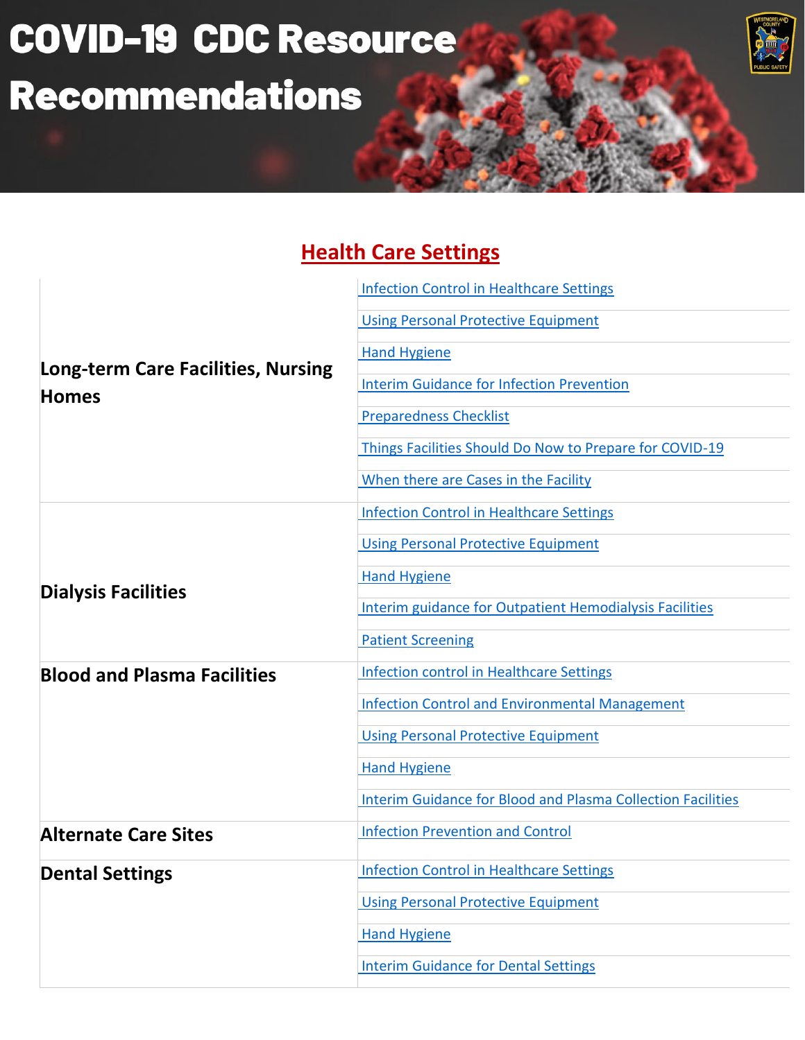# COVID-19 CDC Resource Recommendations

## Health Care Settings

| | |
|---|---|
| **Long-term Care Facilities, Nursing Homes** | Infection Control in Healthcare Settings |
| | Using Personal Protective Equipment |
| | Hand Hygiene |
| | Interim Guidance for Infection Prevention |
| | Preparedness Checklist |
| | Things Facilities Should Do Now to Prepare for COVID-19 |
| | When there are Cases in the Facility |
| **Dialysis Facilities** | Infection Control in Healthcare Settings |
| | Using Personal Protective Equipment |
| | Hand Hygiene |
| | Interim guidance for Outpatient Hemodialysis Facilities |
| | Patient Screening |
| **Blood and Plasma Facilities** | Infection control in Healthcare Settings |
| | Infection Control and Environmental Management |
| | Using Personal Protective Equipment |
| | Hand Hygiene |
| | Interim Guidance for Blood and Plasma Collection Facilities |
| **Alternate Care Sites** | Infection Prevention and Control |
| **Dental Settings** | Infection Control in Healthcare Settings |
| | Using Personal Protective Equipment |
| | Hand Hygiene |
| | Interim Guidance for Dental Settings |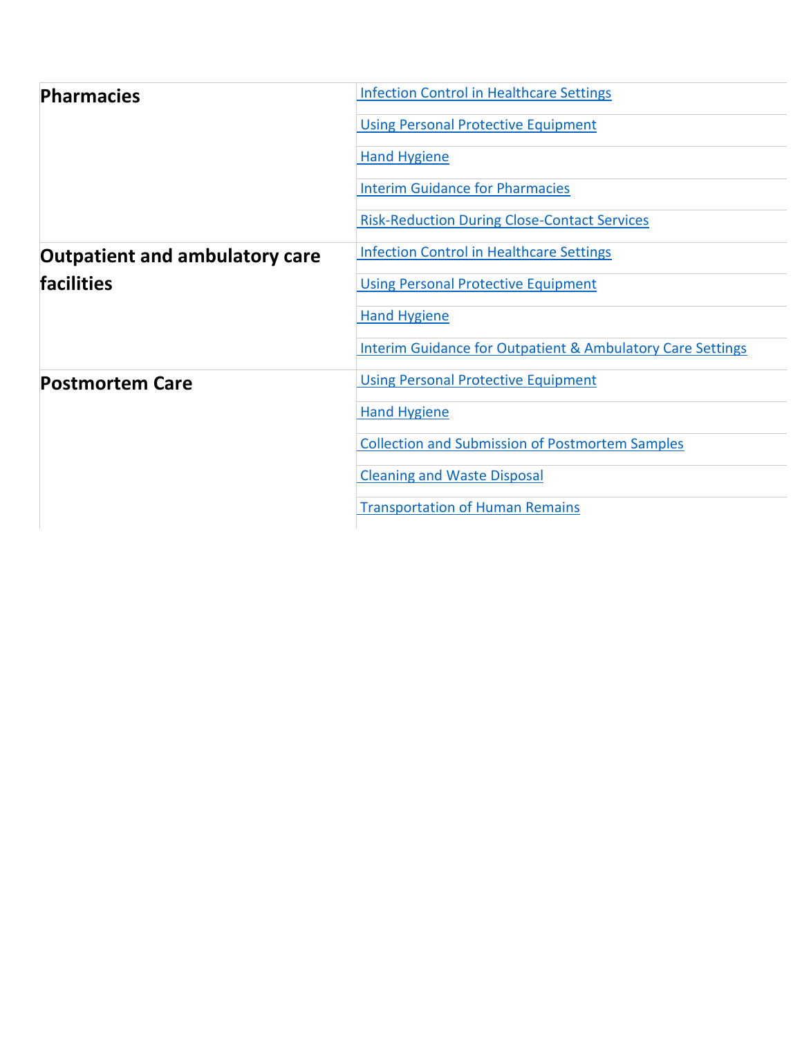| | |
|---|---|
| **Pharmacies** | Infection Control in Healthcare Settings |
| | Using Personal Protective Equipment |
| | Hand Hygiene |
| | Interim Guidance for Pharmacies |
| | Risk-Reduction During Close-Contact Services |
| **Outpatient and ambulatory care facilities** | Infection Control in Healthcare Settings |
| | Using Personal Protective Equipment |
| | Hand Hygiene |
| | Interim Guidance for Outpatient & Ambulatory Care Settings |
| **Postmortem Care** | Using Personal Protective Equipment |
| | Hand Hygiene |
| | Collection and Submission of Postmortem Samples |
| | Cleaning and Waste Disposal |
| | Transportation of Human Remains |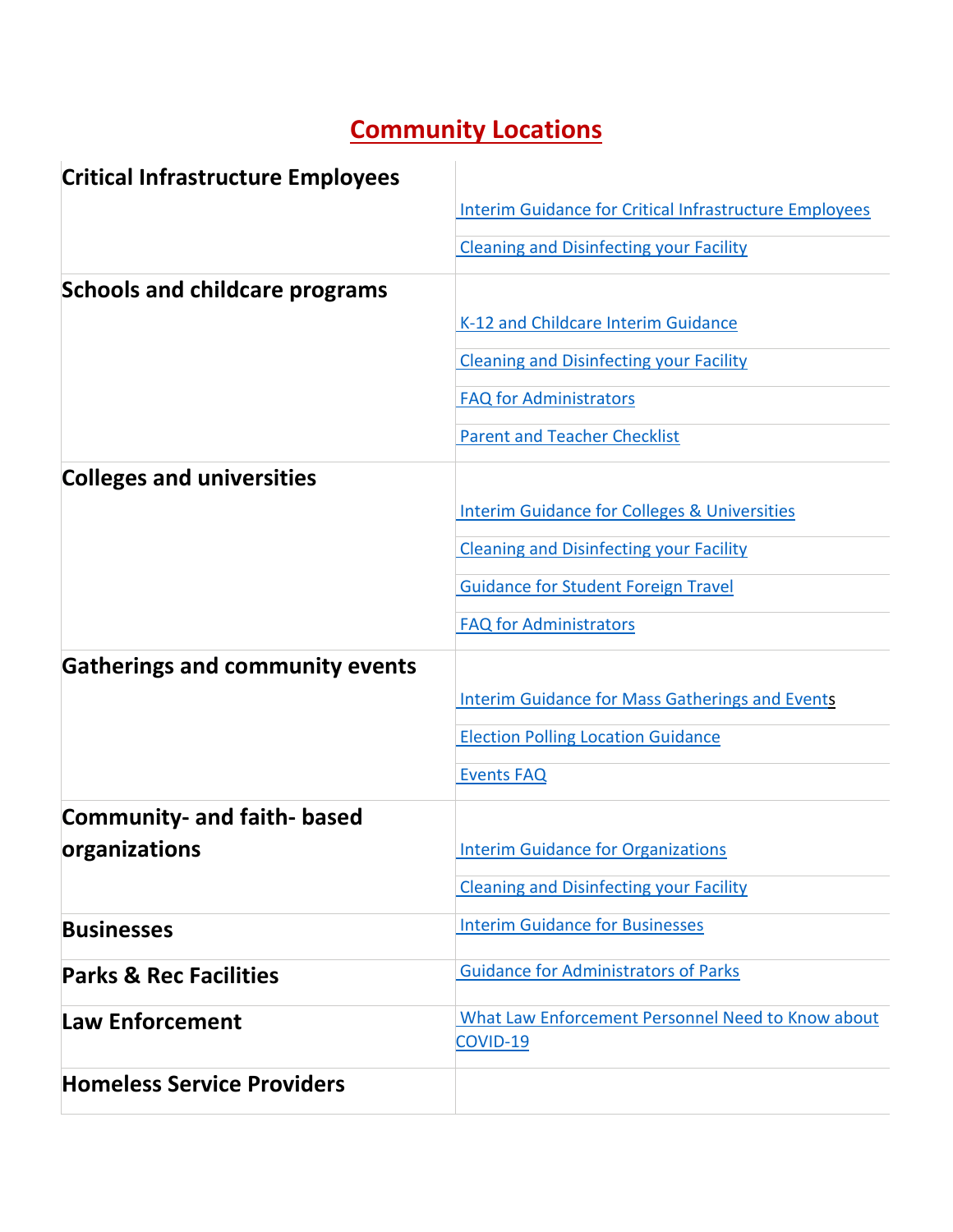# Community Locations

| | |
|---|---|
| **Critical Infrastructure Employees** | Interim Guidance for Critical Infrastructure Employees |
| | Cleaning and Disinfecting your Facility |
| **Schools and childcare programs** | K-12 and Childcare Interim Guidance |
| | Cleaning and Disinfecting your Facility |
| | FAQ for Administrators |
| | Parent and Teacher Checklist |
| **Colleges and universities** | Interim Guidance for Colleges & Universities |
| | Cleaning and Disinfecting your Facility |
| | Guidance for Student Foreign Travel |
| | FAQ for Administrators |
| **Gatherings and community events** | Interim Guidance for Mass Gatherings and Events |
| | Election Polling Location Guidance |
| | Events FAQ |
| **Community- and faith- based organizations** | Interim Guidance for Organizations |
| | Cleaning and Disinfecting your Facility |
| **Businesses** | Interim Guidance for Businesses |
| **Parks & Rec Facilities** | Guidance for Administrators of Parks |
| **Law Enforcement** | What Law Enforcement Personnel Need to Know about COVID-19 |
| **Homeless Service Providers** | |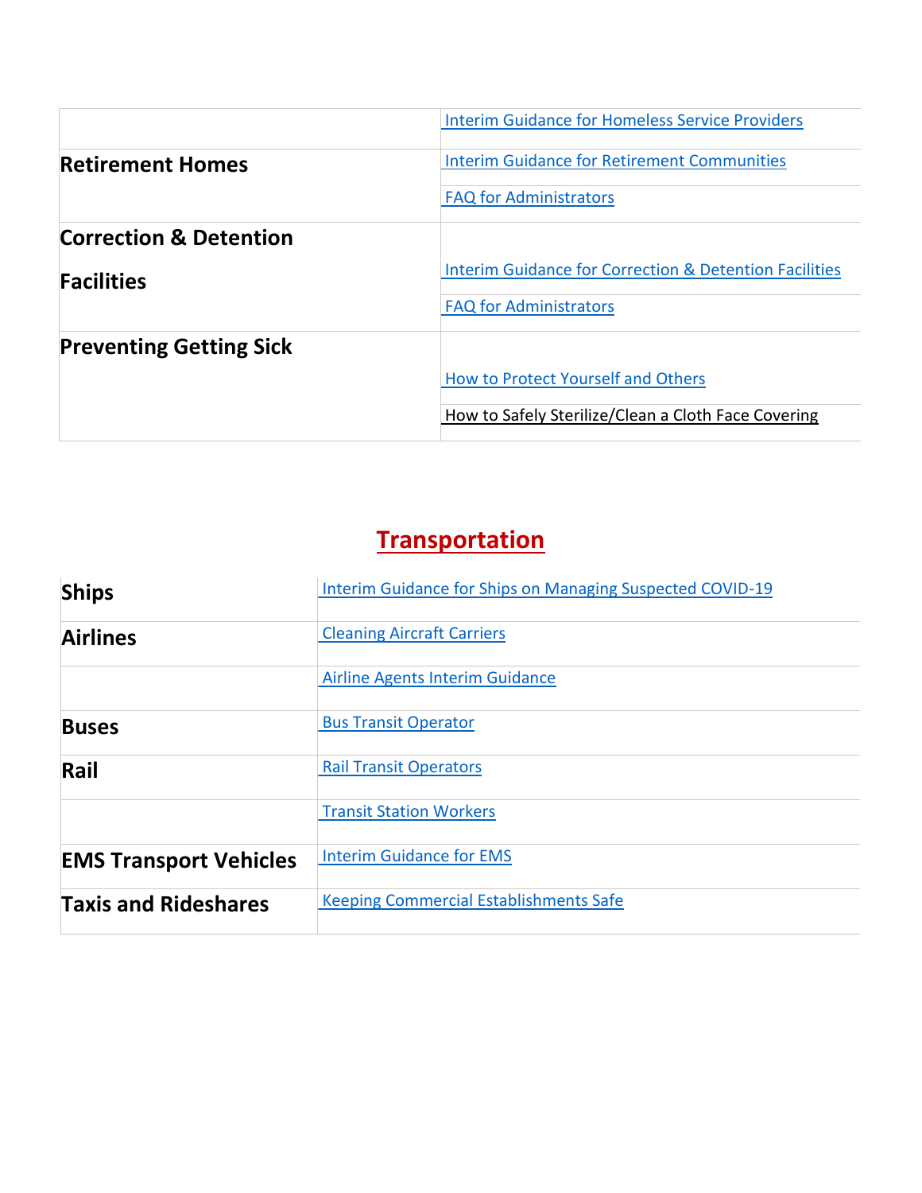| | |
|---|---|
| | Interim Guidance for Homeless Service Providers |
| **Retirement Homes** | Interim Guidance for Retirement Communities |
| | FAQ for Administrators |
| **Correction & Detention Facilities** | Interim Guidance for Correction & Detention Facilities |
| | FAQ for Administrators |
| **Preventing Getting Sick** | How to Protect Yourself and Others |
| | How to Safely Sterilize/Clean a Cloth Face Covering |

## Transportation

| | |
|---|---|
| **Ships** | Interim Guidance for Ships on Managing Suspected COVID-19 |
| **Airlines** | Cleaning Aircraft Carriers |
| | Airline Agents Interim Guidance |
| **Buses** | Bus Transit Operator |
| **Rail** | Rail Transit Operators |
| | Transit Station Workers |
| **EMS Transport Vehicles** | Interim Guidance for EMS |
| **Taxis and Rideshares** | Keeping Commercial Establishments Safe |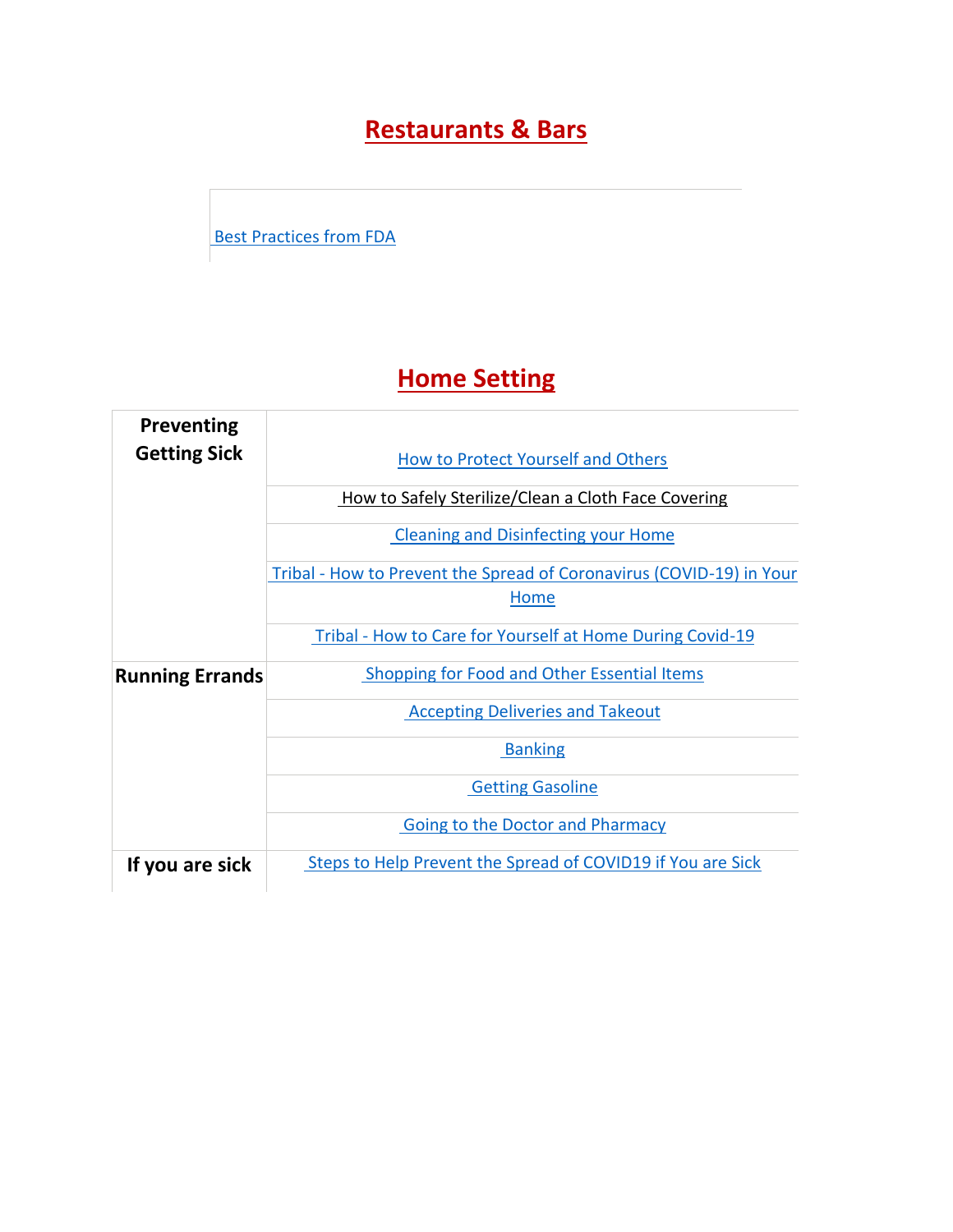## Restaurants & Bars

| |
|---|
| Best Practices from FDA |

## Home Setting

| | |
|---|---|
| **Preventing Getting Sick** | How to Protect Yourself and Others |
| | How to Safely Sterilize/Clean a Cloth Face Covering |
| | Cleaning and Disinfecting your Home |
| | Tribal - How to Prevent the Spread of Coronavirus (COVID-19) in Your Home |
| | Tribal - How to Care for Yourself at Home During Covid-19 |
| **Running Errands** | Shopping for Food and Other Essential Items |
| | Accepting Deliveries and Takeout |
| | Banking |
| | Getting Gasoline |
| | Going to the Doctor and Pharmacy |
| **If you are sick** | Steps to Help Prevent the Spread of COVID19 if You are Sick |